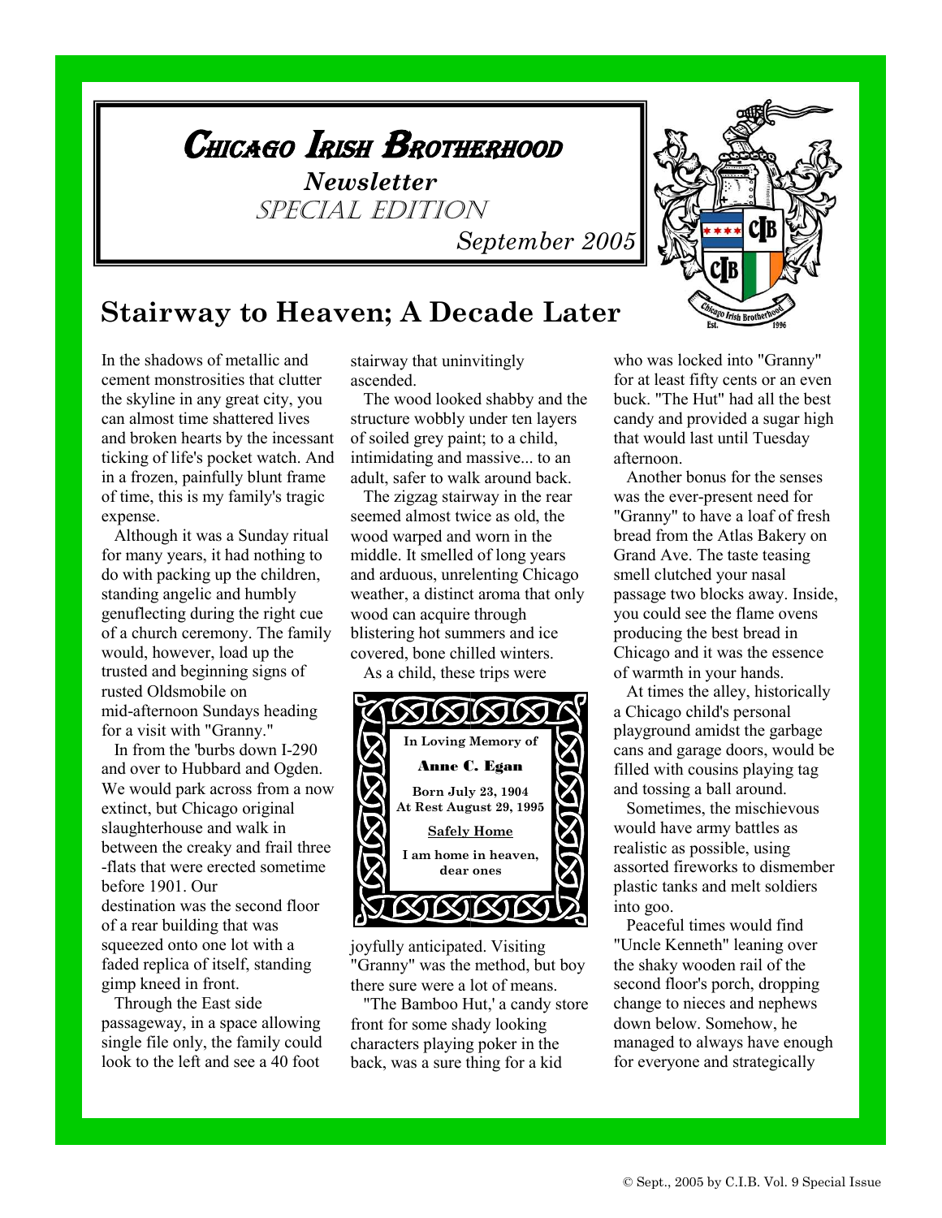# Chicago Irish Brotherhood

***Newsletter***

SPECIAL EDITION

*September 2005*

## Stairway to Heaven; A Decade Later

In the shadows of metallic and cement monstrosities that clutter the skyline in any great city, you can almost time shattered lives and broken hearts by the incessant ticking of life's pocket watch. And in a frozen, painfully blunt frame of time, this is my family's tragic expense.

Although it was a Sunday ritual for many years, it had nothing to do with packing up the children, standing angelic and humbly genuflecting during the right cue of a church ceremony. The family would, however, load up the trusted and beginning signs of rusted Oldsmobile on mid-afternoon Sundays heading for a visit with "Granny."

In from the 'burbs down I-290 and over to Hubbard and Ogden. We would park across from a now extinct, but Chicago original slaughterhouse and walk in between the creaky and frail three -flats that were erected sometime before 1901. Our destination was the second floor of a rear building that was squeezed onto one lot with a faded replica of itself, standing gimp kneed in front.

Through the East side passageway, in a space allowing single file only, the family could look to the left and see a 40 foot stairway that uninvitingly ascended.

The wood looked shabby and the structure wobbly under ten layers of soiled grey paint; to a child, intimidating and massive... to an adult, safer to walk around back.

The zigzag stairway in the rear seemed almost twice as old, the wood warped and worn in the middle. It smelled of long years and arduous, unrelenting Chicago weather, a distinct aroma that only wood can acquire through blistering hot summers and ice covered, bone chilled winters.

As a child, these trips were joyfully anticipated. Visiting "Granny" was the method, but boy there sure were a lot of means.

"The Bamboo Hut,' a candy store front for some shady looking characters playing poker in the back, was a sure thing for a kid who was locked into "Granny" for at least fifty cents or an even buck. "The Hut" had all the best candy and provided a sugar high that would last until Tuesday afternoon.

Another bonus for the senses was the ever-present need for "Granny" to have a loaf of fresh bread from the Atlas Bakery on Grand Ave. The taste teasing smell clutched your nasal passage two blocks away. Inside, you could see the flame ovens producing the best bread in Chicago and it was the essence of warmth in your hands.

At times the alley, historically a Chicago child's personal playground amidst the garbage cans and garage doors, would be filled with cousins playing tag and tossing a ball around.

Sometimes, the mischievous would have army battles as realistic as possible, using assorted fireworks to dismember plastic tanks and melt soldiers into goo.

Peaceful times would find "Uncle Kenneth" leaning over the shaky wooden rail of the second floor's porch, dropping change to nieces and nephews down below. Somehow, he managed to always have enough for everyone and strategically

**In Loving Memory of**

**Anne C. Egan**

**Born July 23, 1904**
**At Rest August 29, 1995**

**Safely Home**

**I am home in heaven, dear ones**

© Sept., 2005 by C.I.B. Vol. 9 Special Issue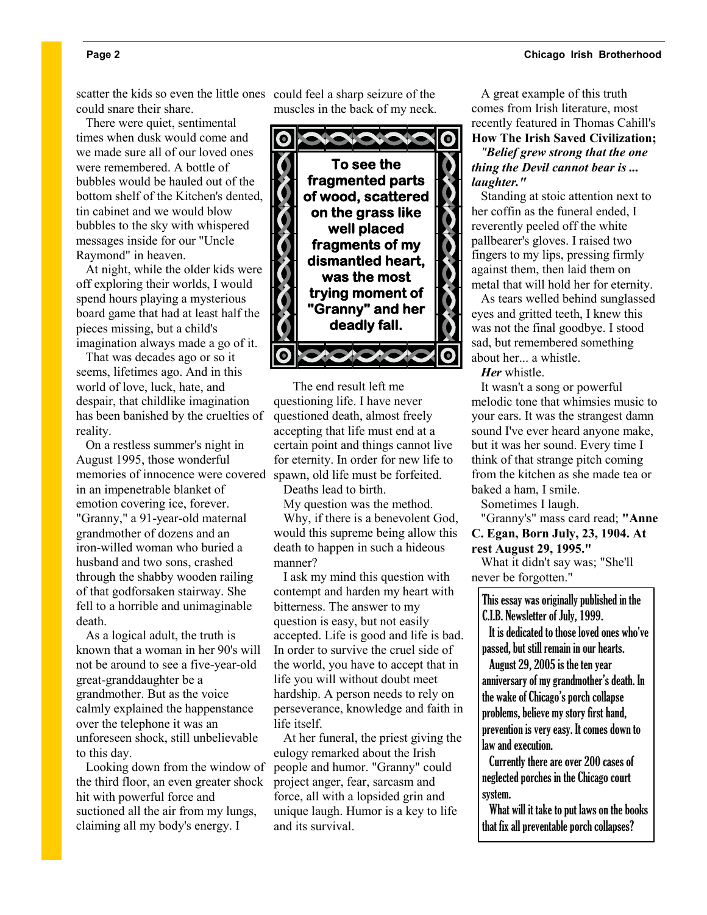scatter the kids so even the little ones could snare their share.

There were quiet, sentimental times when dusk would come and we made sure all of our loved ones were remembered. A bottle of bubbles would be hauled out of the bottom shelf of the Kitchen's dented, tin cabinet and we would blow bubbles to the sky with whispered messages inside for our "Uncle Raymond" in heaven.

At night, while the older kids were off exploring their worlds, I would spend hours playing a mysterious board game that had at least half the pieces missing, but a child's imagination always made a go of it.

That was decades ago or so it seems, lifetimes ago. And in this world of love, luck, hate, and despair, that childlike imagination has been banished by the cruelties of reality.

On a restless summer's night in August 1995, those wonderful memories of innocence were covered in an impenetrable blanket of emotion covering ice, forever. "Granny," a 91-year-old maternal grandmother of dozens and an iron-willed woman who buried a husband and two sons, crashed through the shabby wooden railing of that godforsaken stairway. She fell to a horrible and unimaginable death.

As a logical adult, the truth is known that a woman in her 90's will not be around to see a five-year-old great-granddaughter be a grandmother. But as the voice calmly explained the happenstance over the telephone it was an unforeseen shock, still unbelievable to this day.

Looking down from the window of the third floor, an even greater shock hit with powerful force and suctioned all the air from my lungs, claiming all my body's energy. I could feel a sharp seizure of the muscles in the back of my neck.

**To see the fragmented parts of wood, scattered on the grass like well placed fragments of my dismantled heart, was the most trying moment of "Granny" and her deadly fall.**

The end result left me questioning life. I have never questioned death, almost freely accepting that life must end at a certain point and things cannot live for eternity. In order for new life to spawn, old life must be forfeited.

Deaths lead to birth.

My question was the method.

Why, if there is a benevolent God, would this supreme being allow this death to happen in such a hideous manner?

I ask my mind this question with contempt and harden my heart with bitterness. The answer to my question is easy, but not easily accepted. Life is good and life is bad. In order to survive the cruel side of the world, you have to accept that in life you will without doubt meet hardship. A person needs to rely on perseverance, knowledge and faith in life itself.

At her funeral, the priest giving the eulogy remarked about the Irish people and humor. "Granny" could project anger, fear, sarcasm and force, all with a lopsided grin and unique laugh. Humor is a key to life and its survival.

A great example of this truth comes from Irish literature, most recently featured in Thomas Cahill's **How The Irish Saved Civilization;**

***"Belief grew strong that the one thing the Devil cannot bear is ... laughter."***

Standing at stoic attention next to her coffin as the funeral ended, I reverently peeled off the white pallbearer's gloves. I raised two fingers to my lips, pressing firmly against them, then laid them on metal that will hold her for eternity.

As tears welled behind sunglassed eyes and gritted teeth, I knew this was not the final goodbye. I stood sad, but remembered something about her... a whistle.

***Her*** whistle.

It wasn't a song or powerful melodic tone that whimsies music to your ears. It was the strangest damn sound I've ever heard anyone make, but it was her sound. Every time I think of that strange pitch coming from the kitchen as she made tea or baked a ham, I smile.

Sometimes I laugh.

"Granny's" mass card read; **"Anne C. Egan, Born July, 23, 1904. At rest August 29, 1995."**

What it didn't say was; "She'll never be forgotten."

This essay was originally published in the C.I.B. Newsletter of July, 1999.

It is dedicated to those loved ones who've passed, but still remain in our hearts.

August 29, 2005 is the ten year anniversary of my grandmother's death. In the wake of Chicago's porch collapse problems, believe my story first hand, prevention is very easy. It comes down to law and execution.

Currently there are over 200 cases of neglected porches in the Chicago court system.

What will it take to put laws on the books that fix all preventable porch collapses?